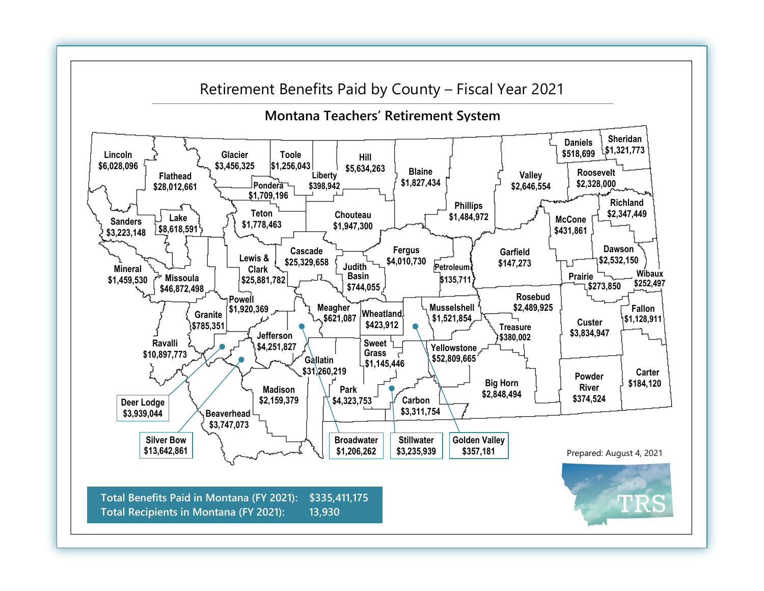# Retirement Benefits Paid by County – Fiscal Year 2021

## Montana Teachers' Retirement System

Lincoln $6,028,096

Flathead $28,012,661

Glacier $3,456,325

Toole $1,256,043

Liberty $398,942

Hill $5,634,263

Blaine $1,827,434

Phillips $1,484,972

Valley $2,646,554

Daniels $518,699

Sheridan $1,321,773

Roosevelt $2,328,000

Richland $2,347,449

McCone $431,861

Pondera $1,709,196

Teton $1,778,463

Chouteau $1,947,300

Sanders $3,223,148

Lake $8,618,591

Cascade $25,329,658

Lewis & Clark $25,881,782

Judith Basin $744,055

Fergus $4,010,730

Petroleum $135,711

Garfield $147,273

Dawson $2,532,150

Prairie $273,850

Wibaux $252,497

Mineral $1,459,530

Missoula $46,872,498

Powell $1,920,369

Granite $785,351

Meagher $621,087

Wheatland $423,912

Musselshell $1,521,854

Rosebud $2,489,925

Treasure $380,002

Custer $3,834,947

Fallon $1,128,911

Ravalli $10,897,773

Jefferson $4,251,827

Sweet Grass $1,145,446

Yellowstone $52,809,665

Gallatin $31,260,219

Madison $2,159,379

Park $4,323,753

Carbon $3,311,754

Big Horn $2,848,494

Powder River $374,524

Carter $184,120

Beaverhead $3,747,073

Deer Lodge $3,939,044

Silver Bow $13,642,861

Broadwater $1,206,262

Stillwater $3,235,939

Golden Valley $357,181

Prepared: August 4, 2021

Total Benefits Paid in Montana (FY 2021): $335,411,175

Total Recipients in Montana (FY 2021): 13,930

TRS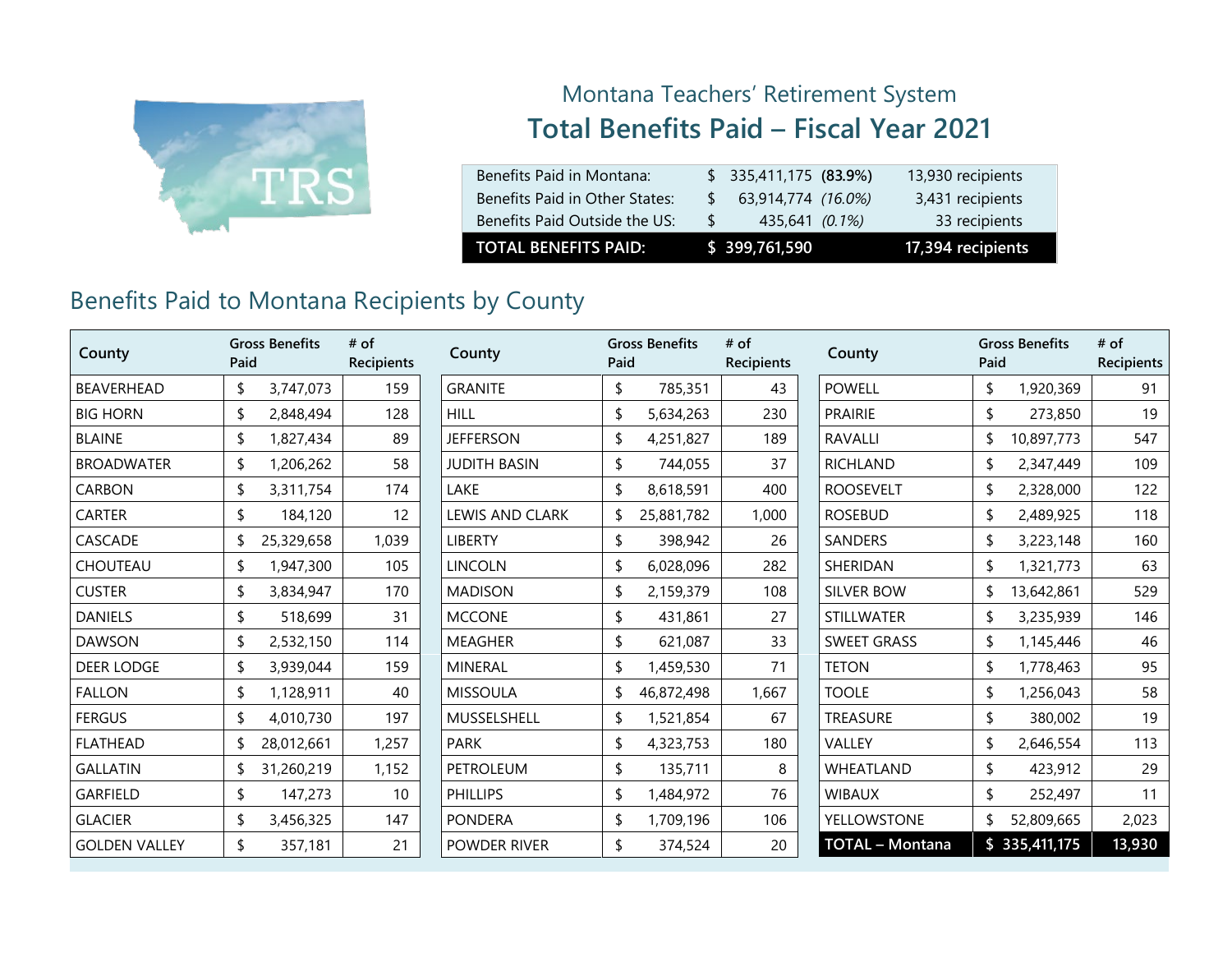Montana Teachers' Retirement System

# Total Benefits Paid – Fiscal Year 2021

| | | | |
|---|---|---|---|
| Benefits Paid in Montana: | $ 335,411,175 | **(83.9%)** | 13,930 recipients |
| Benefits Paid in Other States: | $ 63,914,774 | *(16.0%)* | 3,431 recipients |
| Benefits Paid Outside the US: | $ 435,641 | *(0.1%)* | 33 recipients |
| **TOTAL BENEFITS PAID:** | **$ 399,761,590** | | **17,394 recipients** |

## Benefits Paid to Montana Recipients by County

| County | Gross Benefits Paid | # of Recipients |
|---|---|---|
| BEAVERHEAD | $ 3,747,073 | 159 |
| BIG HORN | $ 2,848,494 | 128 |
| BLAINE | $ 1,827,434 | 89 |
| BROADWATER | $ 1,206,262 | 58 |
| CARBON | $ 3,311,754 | 174 |
| CARTER | $ 184,120 | 12 |
| CASCADE | $ 25,329,658 | 1,039 |
| CHOUTEAU | $ 1,947,300 | 105 |
| CUSTER | $ 3,834,947 | 170 |
| DANIELS | $ 518,699 | 31 |
| DAWSON | $ 2,532,150 | 114 |
| DEER LODGE | $ 3,939,044 | 159 |
| FALLON | $ 1,128,911 | 40 |
| FERGUS | $ 4,010,730 | 197 |
| FLATHEAD | $ 28,012,661 | 1,257 |
| GALLATIN | $ 31,260,219 | 1,152 |
| GARFIELD | $ 147,273 | 10 |
| GLACIER | $ 3,456,325 | 147 |
| GOLDEN VALLEY | $ 357,181 | 21 |
| GRANITE | $ 785,351 | 43 |
| HILL | $ 5,634,263 | 230 |
| JEFFERSON | $ 4,251,827 | 189 |
| JUDITH BASIN | $ 744,055 | 37 |
| LAKE | $ 8,618,591 | 400 |
| LEWIS AND CLARK | $ 25,881,782 | 1,000 |
| LIBERTY | $ 398,942 | 26 |
| LINCOLN | $ 6,028,096 | 282 |
| MADISON | $ 2,159,379 | 108 |
| MCCONE | $ 431,861 | 27 |
| MEAGHER | $ 621,087 | 33 |
| MINERAL | $ 1,459,530 | 71 |
| MISSOULA | $ 46,872,498 | 1,667 |
| MUSSELSHELL | $ 1,521,854 | 67 |
| PARK | $ 4,323,753 | 180 |
| PETROLEUM | $ 135,711 | 8 |
| PHILLIPS | $ 1,484,972 | 76 |
| PONDERA | $ 1,709,196 | 106 |
| POWDER RIVER | $ 374,524 | 20 |
| POWELL | $ 1,920,369 | 91 |
| PRAIRIE | $ 273,850 | 19 |
| RAVALLI | $ 10,897,773 | 547 |
| RICHLAND | $ 2,347,449 | 109 |
| ROOSEVELT | $ 2,328,000 | 122 |
| ROSEBUD | $ 2,489,925 | 118 |
| SANDERS | $ 3,223,148 | 160 |
| SHERIDAN | $ 1,321,773 | 63 |
| SILVER BOW | $ 13,642,861 | 529 |
| STILLWATER | $ 3,235,939 | 146 |
| SWEET GRASS | $ 1,145,446 | 46 |
| TETON | $ 1,778,463 | 95 |
| TOOLE | $ 1,256,043 | 58 |
| TREASURE | $ 380,002 | 19 |
| VALLEY | $ 2,646,554 | 113 |
| WHEATLAND | $ 423,912 | 29 |
| WIBAUX | $ 252,497 | 11 |
| YELLOWSTONE | $ 52,809,665 | 2,023 |
| **TOTAL – Montana** | **$ 335,411,175** | **13,930** |